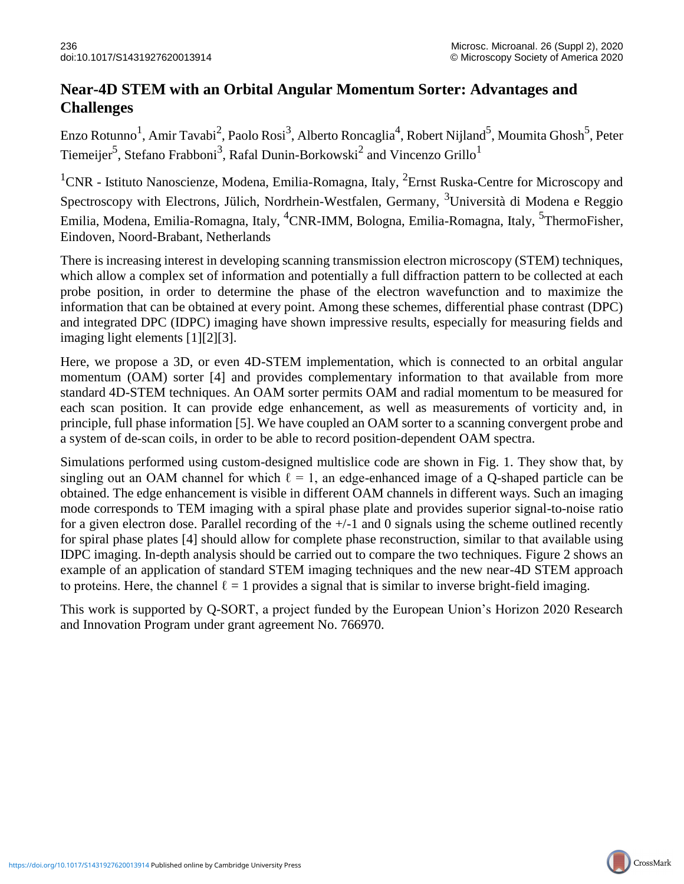# Near-4D STEM with an Orbital Angular Momentum Sorter: Advantages and Challenges

Enzo Rotunno[1], Amir Tavabi[2], Paolo Rosi[3], Alberto Roncaglia[4], Robert Nijland[5], Moumita Ghosh[5], Peter Tiemeijer[5], Stefano Frabboni[3], Rafal Dunin-Borkowski[2] and Vincenzo Grillo[1]

[1]CNR - Istituto Nanoscienze, Modena, Emilia-Romagna, Italy, [2]Ernst Ruska-Centre for Microscopy and Spectroscopy with Electrons, Jülich, Nordrhein-Westfalen, Germany, [3]Università di Modena e Reggio Emilia, Modena, Emilia-Romagna, Italy, [4]CNR-IMM, Bologna, Emilia-Romagna, Italy, [5]ThermoFisher, Eindoven, Noord-Brabant, Netherlands

There is increasing interest in developing scanning transmission electron microscopy (STEM) techniques, which allow a complex set of information and potentially a full diffraction pattern to be collected at each probe position, in order to determine the phase of the electron wavefunction and to maximize the information that can be obtained at every point. Among these schemes, differential phase contrast (DPC) and integrated DPC (IDPC) imaging have shown impressive results, especially for measuring fields and imaging light elements [1][2][3].

Here, we propose a 3D, or even 4D-STEM implementation, which is connected to an orbital angular momentum (OAM) sorter [4] and provides complementary information to that available from more standard 4D-STEM techniques. An OAM sorter permits OAM and radial momentum to be measured for each scan position. It can provide edge enhancement, as well as measurements of vorticity and, in principle, full phase information [5]. We have coupled an OAM sorter to a scanning convergent probe and a system of de-scan coils, in order to be able to record position-dependent OAM spectra.

Simulations performed using custom-designed multislice code are shown in Fig. 1. They show that, by singling out an OAM channel for which $\ell = 1$, an edge-enhanced image of a Q-shaped particle can be obtained. The edge enhancement is visible in different OAM channels in different ways. Such an imaging mode corresponds to TEM imaging with a spiral phase plate and provides superior signal-to-noise ratio for a given electron dose. Parallel recording of the +/-1 and 0 signals using the scheme outlined recently for spiral phase plates [4] should allow for complete phase reconstruction, similar to that available using IDPC imaging. In-depth analysis should be carried out to compare the two techniques. Figure 2 shows an example of an application of standard STEM imaging techniques and the new near-4D STEM approach to proteins. Here, the channel $\ell = 1$ provides a signal that is similar to inverse bright-field imaging.

This work is supported by Q-SORT, a project funded by the European Union's Horizon 2020 Research and Innovation Program under grant agreement No. 766970.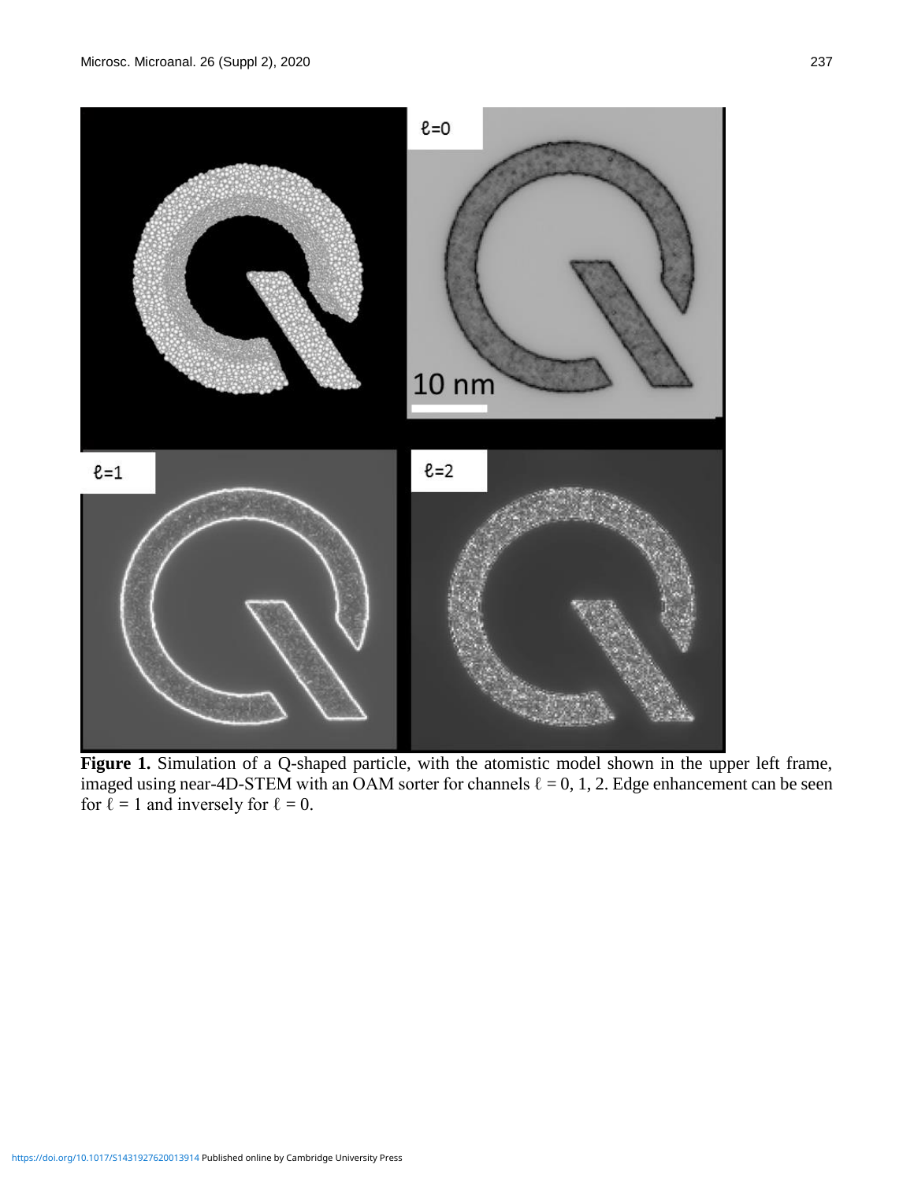**Figure 1.** Simulation of a Q-shaped particle, with the atomistic model shown in the upper left frame, imaged using near-4D-STEM with an OAM sorter for channels $\ell = 0, 1, 2$. Edge enhancement can be seen for $\ell = 1$ and inversely for $\ell = 0$.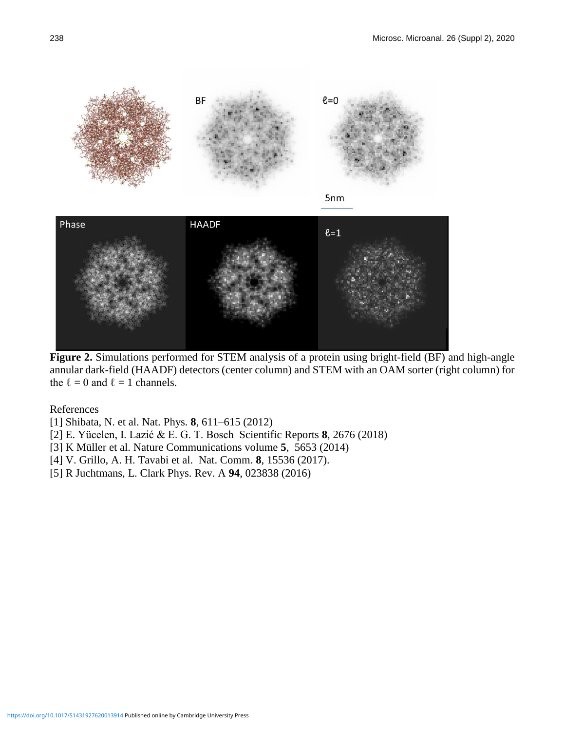BF

ℓ=0

5nm

Phase

HAADF

ℓ=1

**Figure 2.** Simulations performed for STEM analysis of a protein using bright-field (BF) and high-angle annular dark-field (HAADF) detectors (center column) and STEM with an OAM sorter (right column) for the $\ell = 0$ and $\ell = 1$ channels.

References

[1] Shibata, N. et al. Nat. Phys. **8**, 611–615 (2012)

[2] E. Yücelen, I. Lazić & E. G. T. Bosch Scientific Reports **8**, 2676 (2018)

[3] K Müller et al. Nature Communications volume **5**, 5653 (2014)

[4] V. Grillo, A. H. Tavabi et al. Nat. Comm. **8**, 15536 (2017).

[5] R Juchtmans, L. Clark Phys. Rev. A **94**, 023838 (2016)